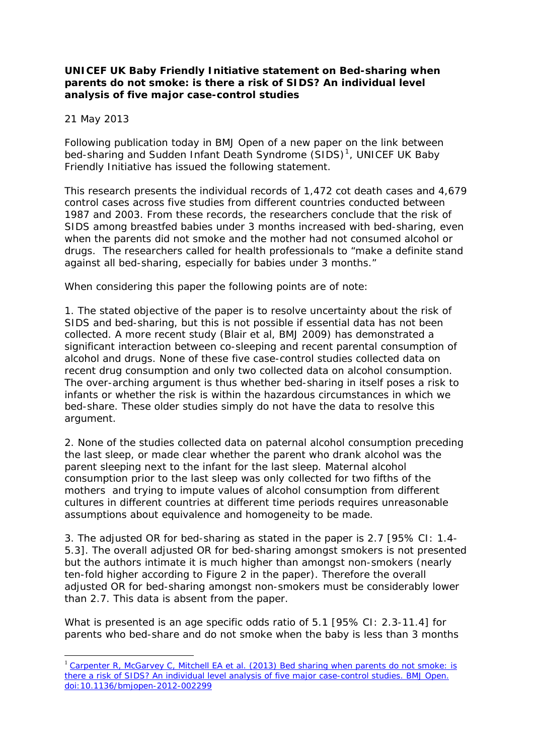**UNICEF UK Baby Friendly Initiative statement on Bed-sharing when parents do not smoke: is there a risk of SIDS? An individual level analysis of five major case-control studies**

21 May 2013

Following publication today in BMJ Open of a new paper on the link between bed-sharing and Sudden Infant Death Syndrome (SIDS)[1], UNICEF UK Baby Friendly Initiative has issued the following statement.

This research presents the individual records of 1,472 cot death cases and 4,679 control cases across five studies from different countries conducted between 1987 and 2003. From these records, the researchers conclude that the risk of SIDS among breastfed babies under 3 months increased with bed-sharing, even when the parents did not smoke and the mother had not consumed alcohol or drugs. The researchers called for health professionals to "make a definite stand against all bed-sharing, especially for babies under 3 months."

When considering this paper the following points are of note:

1. The stated objective of the paper is to resolve uncertainty about the risk of SIDS and bed-sharing, but this is not possible if essential data has not been collected. A more recent study (Blair et al, BMJ 2009) has demonstrated a significant interaction between co-sleeping and recent parental consumption of alcohol and drugs. None of these five case-control studies collected data on recent drug consumption and only two collected data on alcohol consumption. The over-arching argument is thus whether bed-sharing in itself poses a risk to infants or whether the risk is within the hazardous circumstances in which we bed-share. These older studies simply do not have the data to resolve this argument.

2. None of the studies collected data on paternal alcohol consumption preceding the last sleep, or made clear whether the parent who drank alcohol was the parent sleeping next to the infant for the last sleep. Maternal alcohol consumption prior to the last sleep was only collected for two fifths of the mothers and trying to impute values of alcohol consumption from different cultures in different countries at different time periods requires unreasonable assumptions about equivalence and homogeneity to be made.

3. The adjusted OR for bed-sharing as stated in the paper is 2.7 [95% CI: 1.4-5.3]. The overall adjusted OR for bed-sharing amongst smokers is not presented but the authors intimate it is much higher than amongst non-smokers (nearly ten-fold higher according to Figure 2 in the paper). Therefore the overall adjusted OR for bed-sharing amongst non-smokers must be considerably lower than 2.7. This data is absent from the paper.

What is presented is an age specific odds ratio of 5.1 [95% CI: 2.3-11.4] for parents who bed-share and do not smoke when the baby is less than 3 months

[1] Carpenter R, McGarvey C, Mitchell EA et al. (2013) Bed sharing when parents do not smoke: is there a risk of SIDS? An individual level analysis of five major case-control studies. BMJ Open. doi:10.1136/bmjopen-2012-002299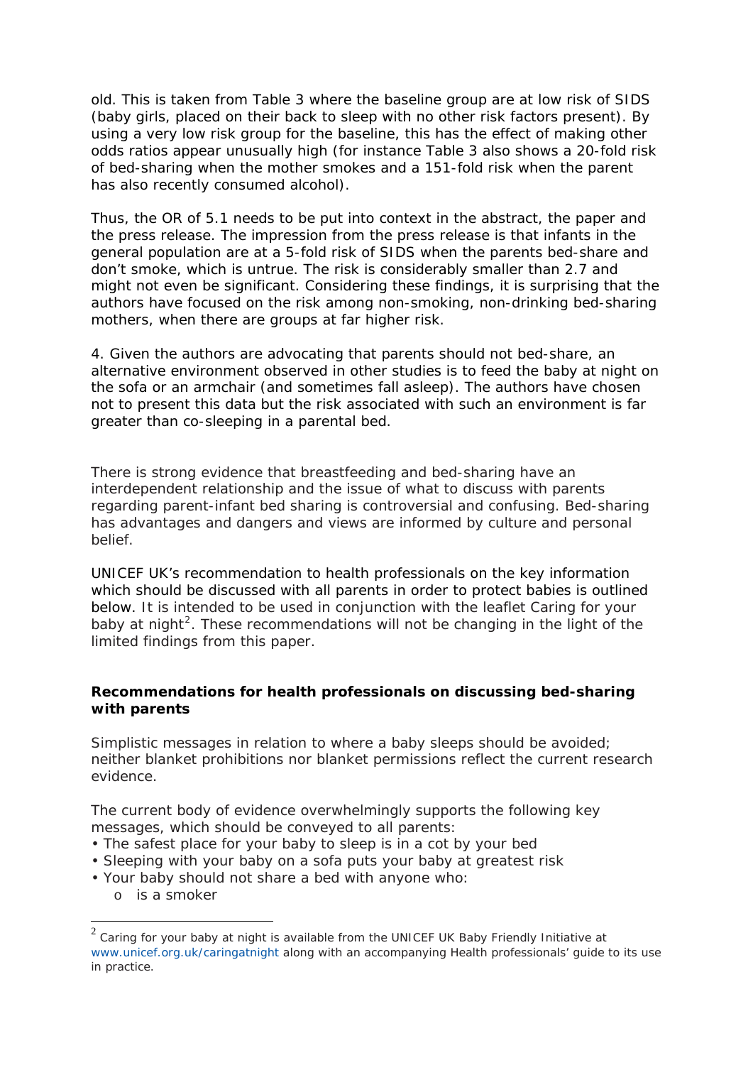old. This is taken from Table 3 where the baseline group are at low risk of SIDS (baby girls, placed on their back to sleep with no other risk factors present). By using a very low risk group for the baseline, this has the effect of making other odds ratios appear unusually high (for instance Table 3 also shows a 20-fold risk of bed-sharing when the mother smokes and a 151-fold risk when the parent has also recently consumed alcohol).

Thus, the OR of 5.1 needs to be put into context in the abstract, the paper and the press release. The impression from the press release is that infants in the general population are at a 5-fold risk of SIDS when the parents bed-share and don't smoke, which is untrue. The risk is considerably smaller than 2.7 and might not even be significant. Considering these findings, it is surprising that the authors have focused on the risk among non-smoking, non-drinking bed-sharing mothers, when there are groups at far higher risk.

4. Given the authors are advocating that parents should not bed-share, an alternative environment observed in other studies is to feed the baby at night on the sofa or an armchair (and sometimes fall asleep). The authors have chosen not to present this data but the risk associated with such an environment is far greater than co-sleeping in a parental bed.

There is strong evidence that breastfeeding and bed-sharing have an interdependent relationship and the issue of what to discuss with parents regarding parent-infant bed sharing is controversial and confusing. Bed-sharing has advantages and dangers and views are informed by culture and personal belief.

UNICEF UK's recommendation to health professionals on the key information which should be discussed with all parents in order to protect babies is outlined below. It is intended to be used in conjunction with the leaflet Caring for your baby at night[2]. These recommendations will not be changing in the light of the limited findings from this paper.

**Recommendations for health professionals on discussing bed-sharing with parents**

Simplistic messages in relation to where a baby sleeps should be avoided; neither blanket prohibitions nor blanket permissions reflect the current research evidence.

The current body of evidence overwhelmingly supports the following key messages, which should be conveyed to all parents:

- The safest place for your baby to sleep is in a cot by your bed
- Sleeping with your baby on a sofa puts your baby at greatest risk
- Your baby should not share a bed with anyone who:
    - is a smoker

[2] Caring for your baby at night is available from the UNICEF UK Baby Friendly Initiative at www.unicef.org.uk/caringatnight along with an accompanying Health professionals' guide to its use in practice.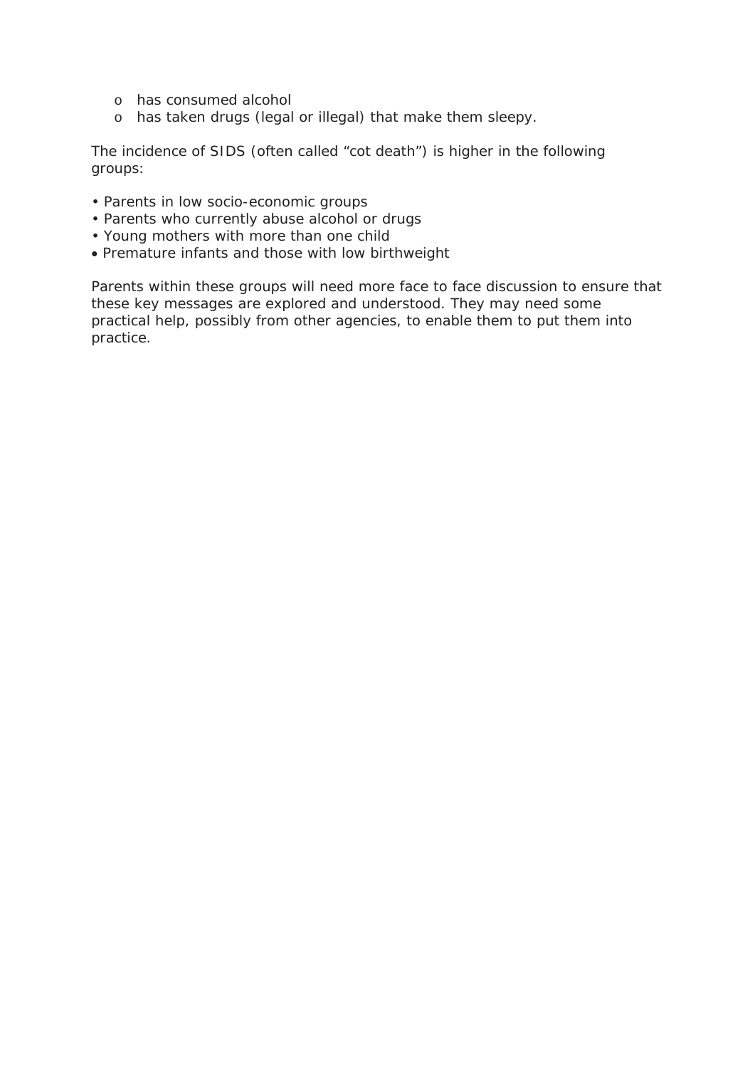- has consumed alcohol
  - has taken drugs (legal or illegal) that make them sleepy.

The incidence of SIDS (often called "cot death") is higher in the following groups:

- Parents in low socio-economic groups
- Parents who currently abuse alcohol or drugs
- Young mothers with more than one child
- Premature infants and those with low birthweight

Parents within these groups will need more face to face discussion to ensure that these key messages are explored and understood. They may need some practical help, possibly from other agencies, to enable them to put them into practice.